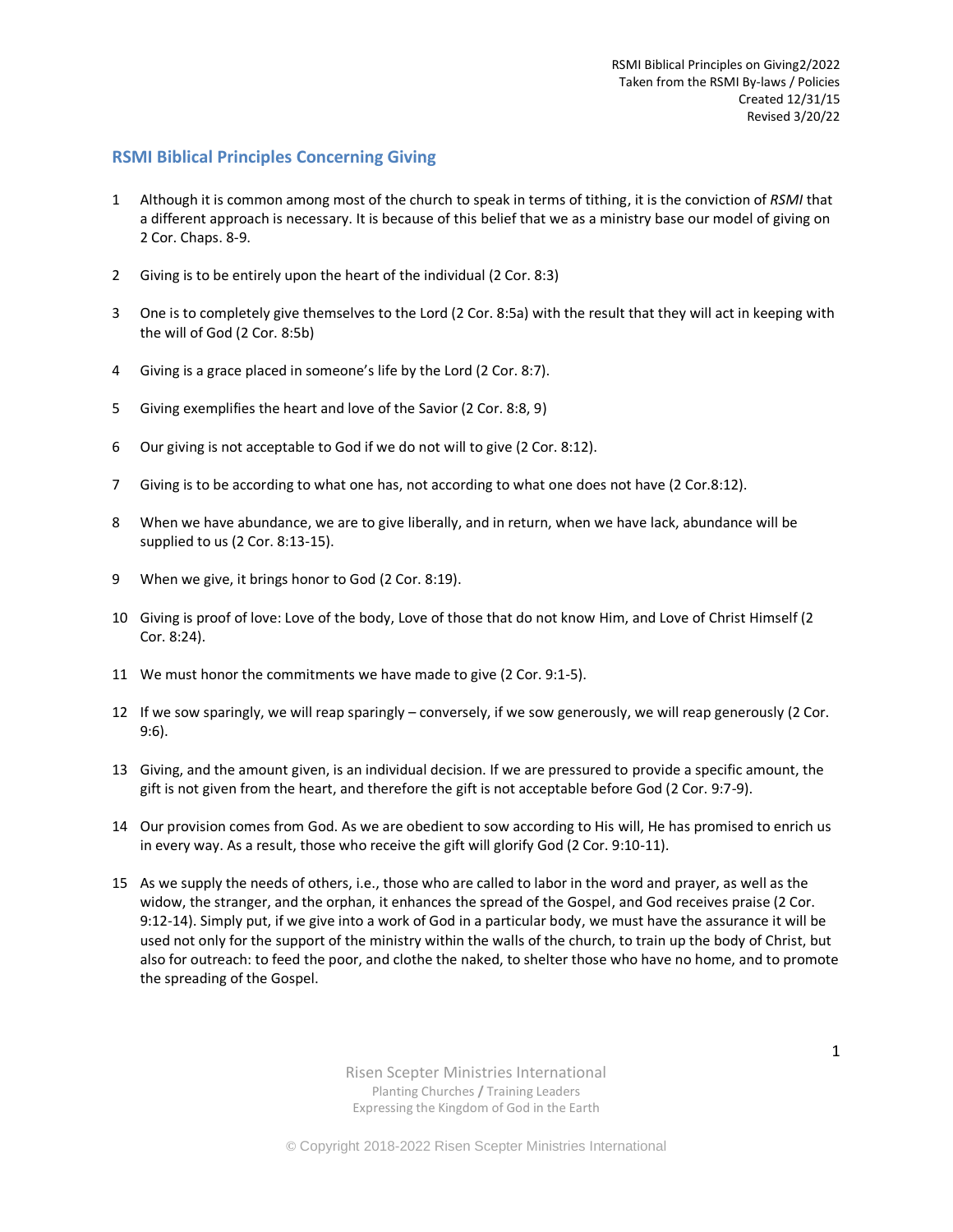RSMI Biblical Principles on Giving2/2022
Taken from the RSMI By-laws / Policies
Created 12/31/15
Revised 3/20/22

## RSMI Biblical Principles Concerning Giving

1. Although it is common among most of the church to speak in terms of tithing, it is the conviction of *RSMI* that a different approach is necessary. It is because of this belief that we as a ministry base our model of giving on 2 Cor. Chaps. 8-9.

2. Giving is to be entirely upon the heart of the individual (2 Cor. 8:3)

3. One is to completely give themselves to the Lord (2 Cor. 8:5a) with the result that they will act in keeping with the will of God (2 Cor. 8:5b)

4. Giving is a grace placed in someone's life by the Lord (2 Cor. 8:7).

5. Giving exemplifies the heart and love of the Savior (2 Cor. 8:8, 9)

6. Our giving is not acceptable to God if we do not will to give (2 Cor. 8:12).

7. Giving is to be according to what one has, not according to what one does not have (2 Cor.8:12).

8. When we have abundance, we are to give liberally, and in return, when we have lack, abundance will be supplied to us (2 Cor. 8:13-15).

9. When we give, it brings honor to God (2 Cor. 8:19).

10. Giving is proof of love: Love of the body, Love of those that do not know Him, and Love of Christ Himself (2 Cor. 8:24).

11. We must honor the commitments we have made to give (2 Cor. 9:1-5).

12. If we sow sparingly, we will reap sparingly – conversely, if we sow generously, we will reap generously (2 Cor. 9:6).

13. Giving, and the amount given, is an individual decision. If we are pressured to provide a specific amount, the gift is not given from the heart, and therefore the gift is not acceptable before God (2 Cor. 9:7-9).

14. Our provision comes from God. As we are obedient to sow according to His will, He has promised to enrich us in every way. As a result, those who receive the gift will glorify God (2 Cor. 9:10-11).

15. As we supply the needs of others, i.e., those who are called to labor in the word and prayer, as well as the widow, the stranger, and the orphan, it enhances the spread of the Gospel, and God receives praise (2 Cor. 9:12-14). Simply put, if we give into a work of God in a particular body, we must have the assurance it will be used not only for the support of the ministry within the walls of the church, to train up the body of Christ, but also for outreach: to feed the poor, and clothe the naked, to shelter those who have no home, and to promote the spreading of the Gospel.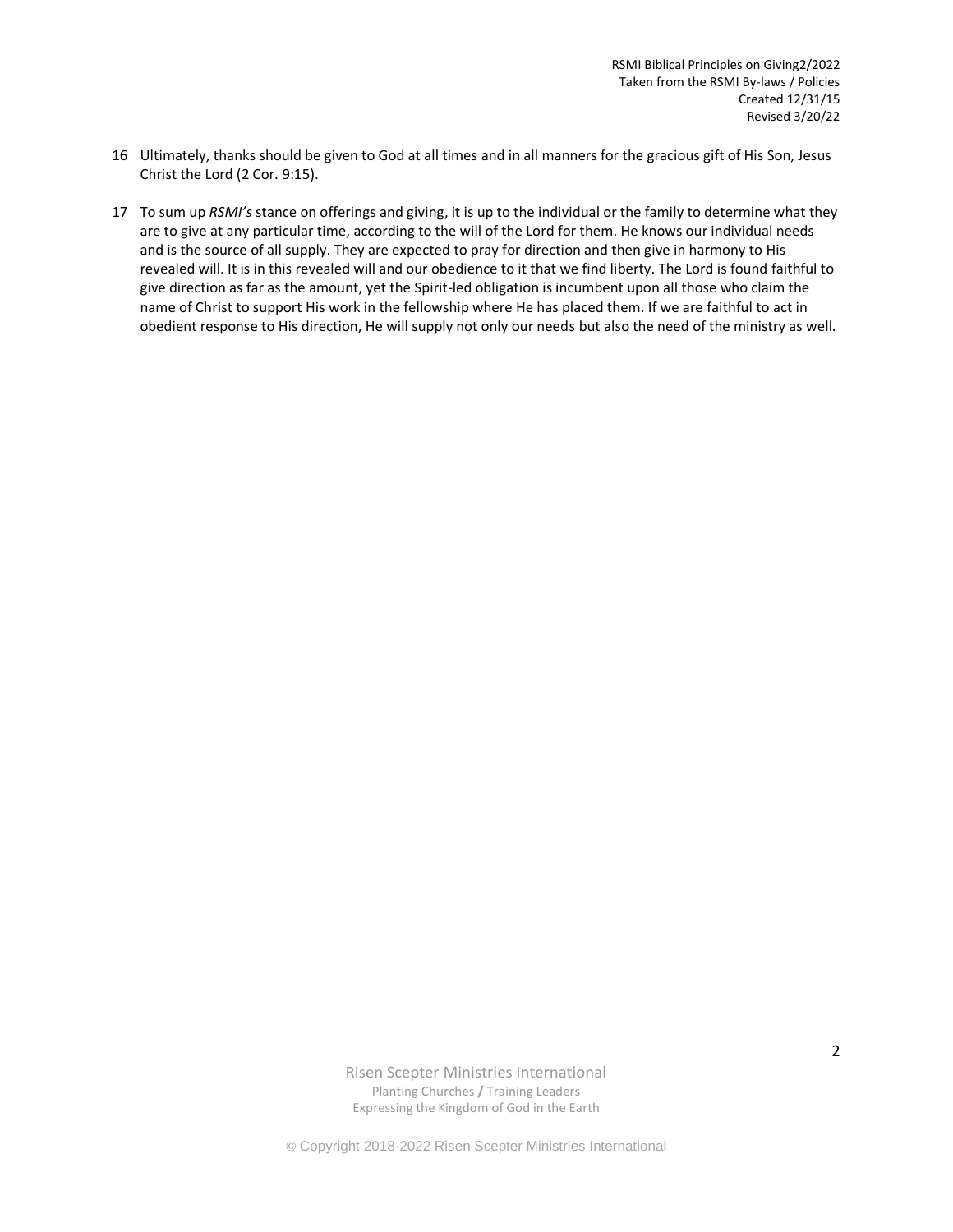16 Ultimately, thanks should be given to God at all times and in all manners for the gracious gift of His Son, Jesus Christ the Lord (2 Cor. 9:15).

17 To sum up *RSMI's* stance on offerings and giving, it is up to the individual or the family to determine what they are to give at any particular time, according to the will of the Lord for them. He knows our individual needs and is the source of all supply. They are expected to pray for direction and then give in harmony to His revealed will. It is in this revealed will and our obedience to it that we find liberty. The Lord is found faithful to give direction as far as the amount, yet the Spirit-led obligation is incumbent upon all those who claim the name of Christ to support His work in the fellowship where He has placed them. If we are faithful to act in obedient response to His direction, He will supply not only our needs but also the need of the ministry as well.